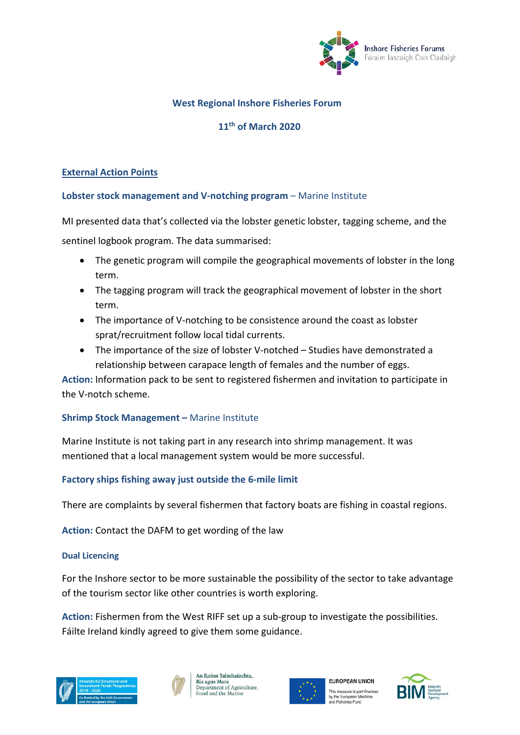### West Regional Inshore Fisheries Forum

### 11th of March 2020

## External Action Points

### Lobster stock management and V-notching program – Marine Institute

MI presented data that's collected via the lobster genetic lobster, tagging scheme, and the sentinel logbook program. The data summarised:

- The genetic program will compile the geographical movements of lobster in the long term.
- The tagging program will track the geographical movement of lobster in the short term.
- The importance of V-notching to be consistence around the coast as lobster sprat/recruitment follow local tidal currents.
- The importance of the size of lobster V-notched – Studies have demonstrated a relationship between carapace length of females and the number of eggs.

**Action:** Information pack to be sent to registered fishermen and invitation to participate in the V-notch scheme.

### Shrimp Stock Management – Marine Institute

Marine Institute is not taking part in any research into shrimp management. It was mentioned that a local management system would be more successful.

### Factory ships fishing away just outside the 6-mile limit

There are complaints by several fishermen that factory boats are fishing in coastal regions.

**Action:** Contact the DAFM to get wording of the law

### Dual Licencing

For the Inshore sector to be more sustainable the possibility of the sector to take advantage of the tourism sector like other countries is worth exploring.

**Action:** Fishermen from the West RIFF set up a sub-group to investigate the possibilities. Fáilte Ireland kindly agreed to give them some guidance.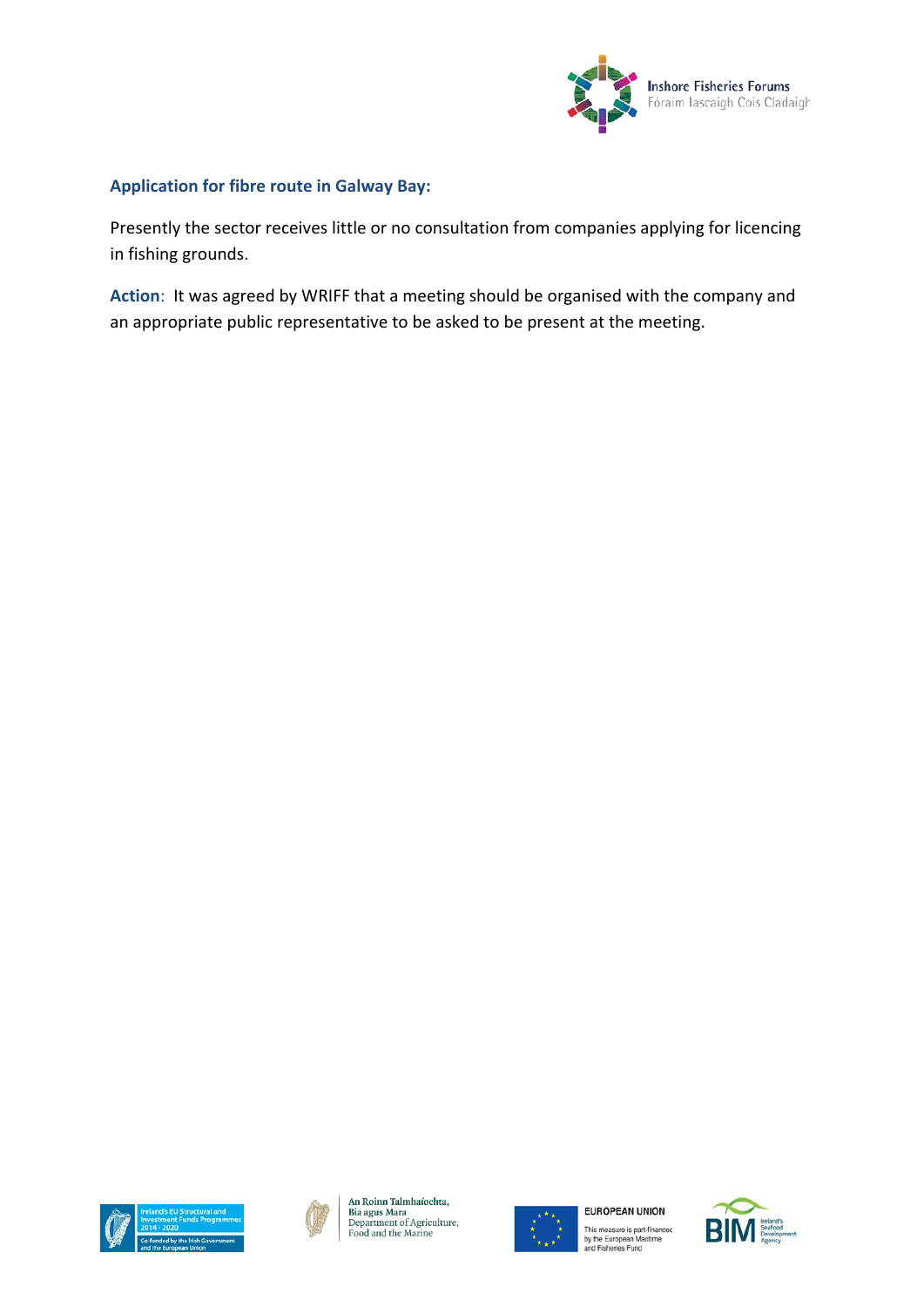### Application for fibre route in Galway Bay:

Presently the sector receives little or no consultation from companies applying for licencing in fishing grounds.

**Action**: It was agreed by WRIFF that a meeting should be organised with the company and an appropriate public representative to be asked to be present at the meeting.